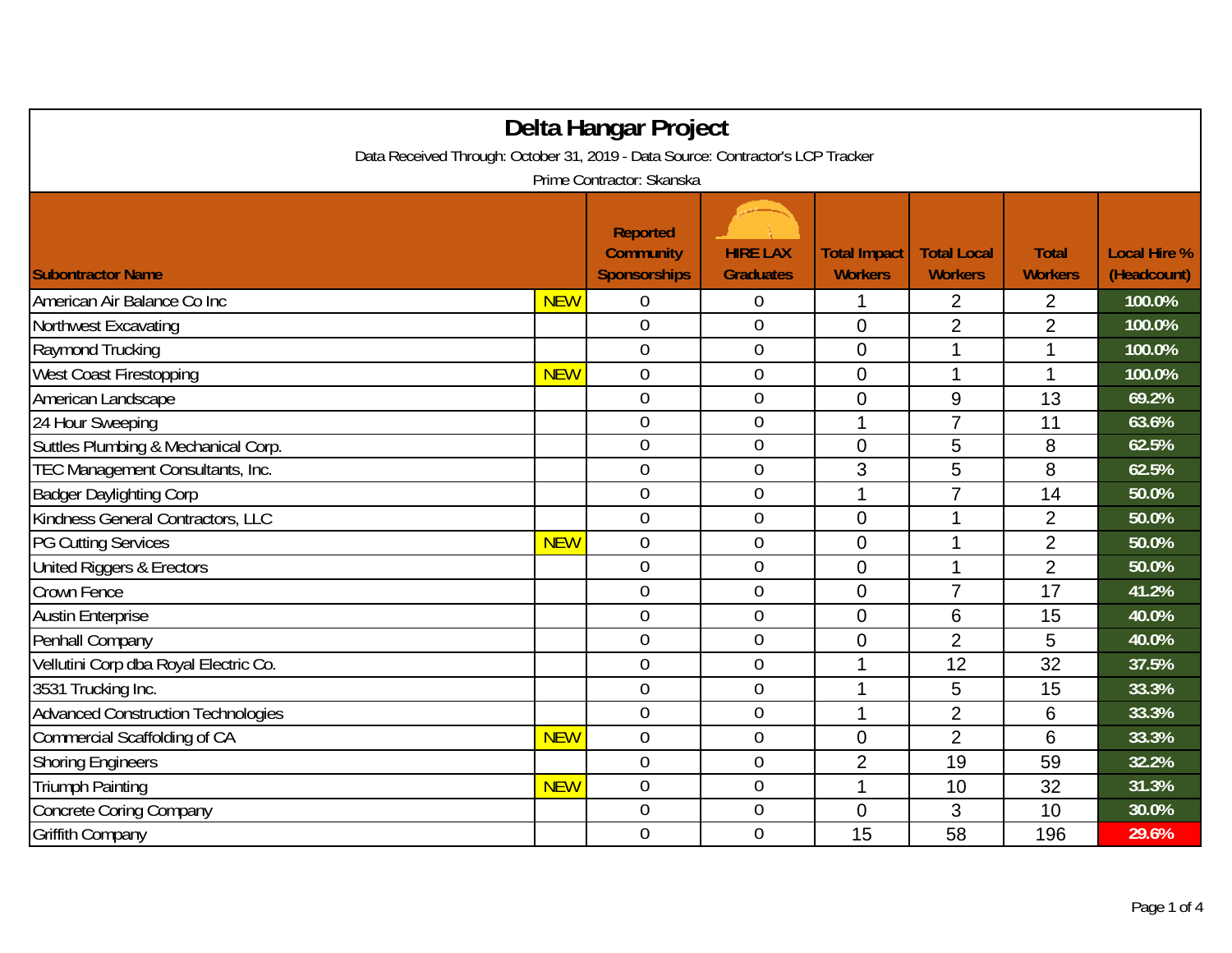# Delta Hangar Project

Data Received Through: October 31, 2019 - Data Source: Contractor's LCP Tracker

Prime Contractor: Skanska

| Subontractor Name | | Reported Community Sponsorships | HIRE LAX Graduates | Total Impact Workers | Total Local Workers | Total Workers | Local Hire % (Headcount) |
|---|---|---|---|---|---|---|---|
| American Air Balance Co Inc | NEW | 0 | 0 | 1 | 2 | 2 | 100.0% |
| Northwest Excavating | | 0 | 0 | 0 | 2 | 2 | 100.0% |
| Raymond Trucking | | 0 | 0 | 0 | 1 | 1 | 100.0% |
| West Coast Firestopping | NEW | 0 | 0 | 0 | 1 | 1 | 100.0% |
| American Landscape | | 0 | 0 | 0 | 9 | 13 | 69.2% |
| 24 Hour Sweeping | | 0 | 0 | 1 | 7 | 11 | 63.6% |
| Suttles Plumbing & Mechanical Corp. | | 0 | 0 | 0 | 5 | 8 | 62.5% |
| TEC Management Consultants, Inc. | | 0 | 0 | 3 | 5 | 8 | 62.5% |
| Badger Daylighting Corp | | 0 | 0 | 1 | 7 | 14 | 50.0% |
| Kindness General Contractors, LLC | | 0 | 0 | 0 | 1 | 2 | 50.0% |
| PG Cutting Services | NEW | 0 | 0 | 0 | 1 | 2 | 50.0% |
| United Riggers & Erectors | | 0 | 0 | 0 | 1 | 2 | 50.0% |
| Crown Fence | | 0 | 0 | 0 | 7 | 17 | 41.2% |
| Austin Enterprise | | 0 | 0 | 0 | 6 | 15 | 40.0% |
| Penhall Company | | 0 | 0 | 0 | 2 | 5 | 40.0% |
| Vellutini Corp dba Royal Electric Co. | | 0 | 0 | 1 | 12 | 32 | 37.5% |
| 3531 Trucking Inc. | | 0 | 0 | 1 | 5 | 15 | 33.3% |
| Advanced Construction Technologies | | 0 | 0 | 1 | 2 | 6 | 33.3% |
| Commercial Scaffolding of CA | NEW | 0 | 0 | 0 | 2 | 6 | 33.3% |
| Shoring Engineers | | 0 | 0 | 2 | 19 | 59 | 32.2% |
| Triumph Painting | NEW | 0 | 0 | 1 | 10 | 32 | 31.3% |
| Concrete Coring Company | | 0 | 0 | 0 | 3 | 10 | 30.0% |
| Griffith Company | | 0 | 0 | 15 | 58 | 196 | 29.6% |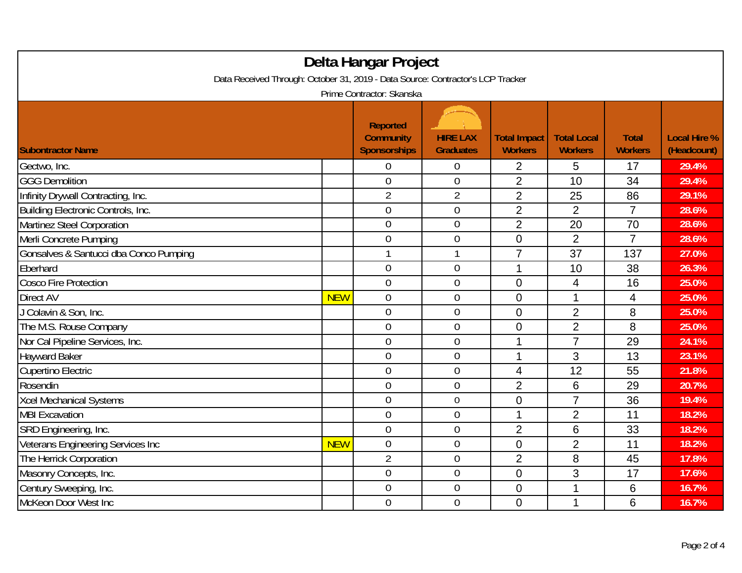# Delta Hangar Project

Data Received Through: October 31, 2019 - Data Source: Contractor's LCP Tracker

Prime Contractor: Skanska

| Subontractor Name | | Reported Community Sponsorships | HIRE LAX Graduates | Total Impact Workers | Total Local Workers | Total Workers | Local Hire % (Headcount) |
|---|---|---|---|---|---|---|---|
| Gectwo, Inc. | | 0 | 0 | 2 | 5 | 17 | 29.4% |
| GGG Demolition | | 0 | 0 | 2 | 10 | 34 | 29.4% |
| Infinity Drywall Contracting, Inc. | | 2 | 2 | 2 | 25 | 86 | 29.1% |
| Building Electronic Controls, Inc. | | 0 | 0 | 2 | 2 | 7 | 28.6% |
| Martinez Steel Corporation | | 0 | 0 | 2 | 20 | 70 | 28.6% |
| Merli Concrete Pumping | | 0 | 0 | 0 | 2 | 7 | 28.6% |
| Gonsalves & Santucci dba Conco Pumping | | 1 | 1 | 7 | 37 | 137 | 27.0% |
| Eberhard | | 0 | 0 | 1 | 10 | 38 | 26.3% |
| Cosco Fire Protection | | 0 | 0 | 0 | 4 | 16 | 25.0% |
| Direct AV | NEW | 0 | 0 | 0 | 1 | 4 | 25.0% |
| J Colavin & Son, Inc. | | 0 | 0 | 0 | 2 | 8 | 25.0% |
| The M.S. Rouse Company | | 0 | 0 | 0 | 2 | 8 | 25.0% |
| Nor Cal Pipeline Services, Inc. | | 0 | 0 | 1 | 7 | 29 | 24.1% |
| Hayward Baker | | 0 | 0 | 1 | 3 | 13 | 23.1% |
| Cupertino Electric | | 0 | 0 | 4 | 12 | 55 | 21.8% |
| Rosendin | | 0 | 0 | 2 | 6 | 29 | 20.7% |
| Xcel Mechanical Systems | | 0 | 0 | 0 | 7 | 36 | 19.4% |
| MBI Excavation | | 0 | 0 | 1 | 2 | 11 | 18.2% |
| SRD Engineering, Inc. | | 0 | 0 | 2 | 6 | 33 | 18.2% |
| Veterans Engineering Services Inc | NEW | 0 | 0 | 0 | 2 | 11 | 18.2% |
| The Herrick Corporation | | 2 | 0 | 2 | 8 | 45 | 17.8% |
| Masonry Concepts, Inc. | | 0 | 0 | 0 | 3 | 17 | 17.6% |
| Century Sweeping, Inc. | | 0 | 0 | 0 | 1 | 6 | 16.7% |
| McKeon Door West Inc | | 0 | 0 | 0 | 1 | 6 | 16.7% |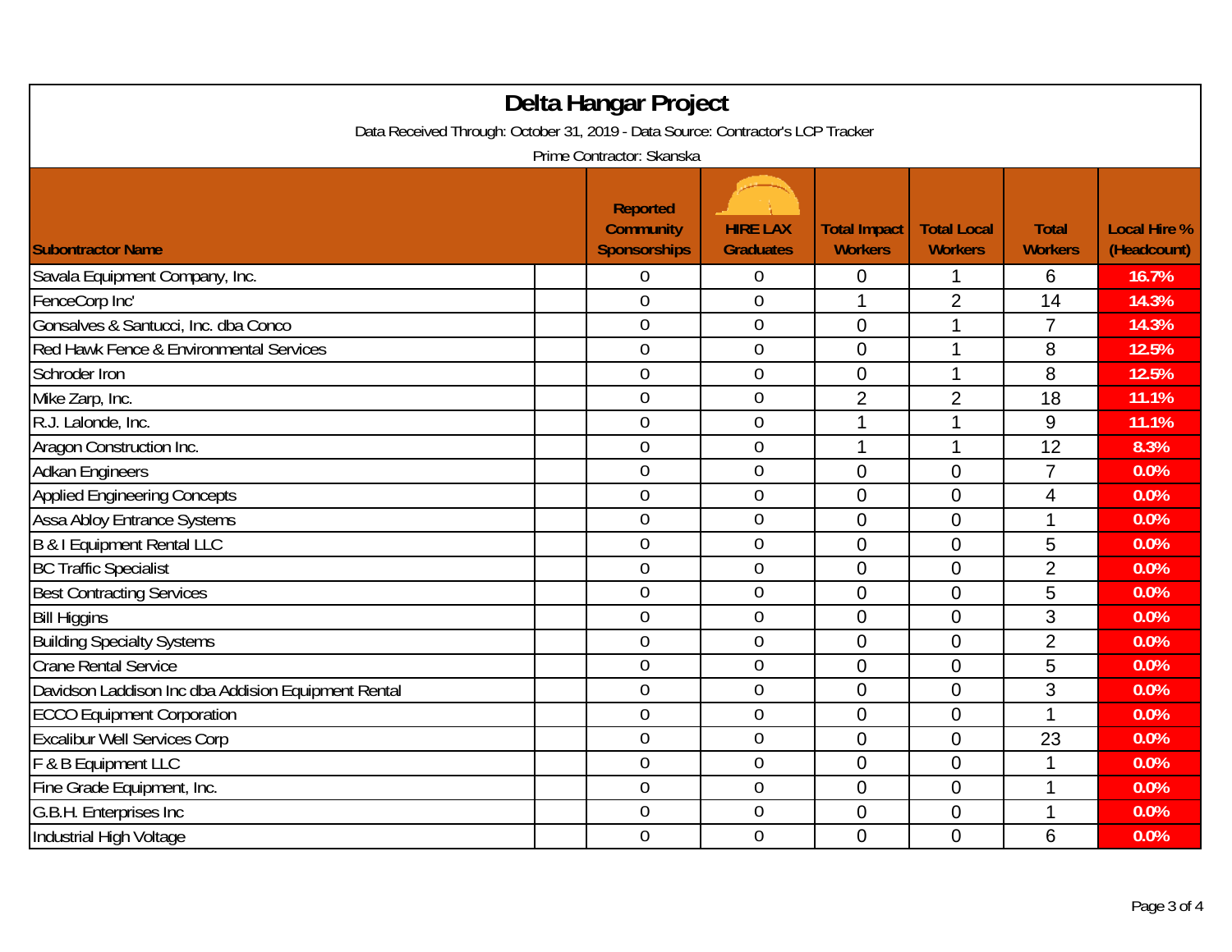# Delta Hangar Project

Data Received Through: October 31, 2019 - Data Source: Contractor's LCP Tracker

Prime Contractor: Skanska

| Subontractor Name | Reported Community Sponsorships | HIRE LAX Graduates | Total Impact Workers | Total Local Workers | Total Workers | Local Hire % (Headcount) |
|---|---|---|---|---|---|---|
| Savala Equipment Company, Inc. | 0 | 0 | 0 | 1 | 6 | 16.7% |
| FenceCorp Inc' | 0 | 0 | 1 | 2 | 14 | 14.3% |
| Gonsalves & Santucci, Inc. dba Conco | 0 | 0 | 0 | 1 | 7 | 14.3% |
| Red Hawk Fence & Environmental Services | 0 | 0 | 0 | 1 | 8 | 12.5% |
| Schroder Iron | 0 | 0 | 0 | 1 | 8 | 12.5% |
| Mike Zarp, Inc. | 0 | 0 | 2 | 2 | 18 | 11.1% |
| R.J. Lalonde, Inc. | 0 | 0 | 1 | 1 | 9 | 11.1% |
| Aragon Construction Inc. | 0 | 0 | 1 | 1 | 12 | 8.3% |
| Adkan Engineers | 0 | 0 | 0 | 0 | 7 | 0.0% |
| Applied Engineering Concepts | 0 | 0 | 0 | 0 | 4 | 0.0% |
| Assa Abloy Entrance Systems | 0 | 0 | 0 | 0 | 1 | 0.0% |
| B & I Equipment Rental LLC | 0 | 0 | 0 | 0 | 5 | 0.0% |
| BC Traffic Specialist | 0 | 0 | 0 | 0 | 2 | 0.0% |
| Best Contracting Services | 0 | 0 | 0 | 0 | 5 | 0.0% |
| Bill Higgins | 0 | 0 | 0 | 0 | 3 | 0.0% |
| Building Specialty Systems | 0 | 0 | 0 | 0 | 2 | 0.0% |
| Crane Rental Service | 0 | 0 | 0 | 0 | 5 | 0.0% |
| Davidson Laddison Inc dba Addision Equipment Rental | 0 | 0 | 0 | 0 | 3 | 0.0% |
| ECCO Equipment Corporation | 0 | 0 | 0 | 0 | 1 | 0.0% |
| Excalibur Well Services Corp | 0 | 0 | 0 | 0 | 23 | 0.0% |
| F & B Equipment LLC | 0 | 0 | 0 | 0 | 1 | 0.0% |
| Fine Grade Equipment, Inc. | 0 | 0 | 0 | 0 | 1 | 0.0% |
| G.B.H. Enterprises Inc | 0 | 0 | 0 | 0 | 1 | 0.0% |
| Industrial High Voltage | 0 | 0 | 0 | 0 | 6 | 0.0% |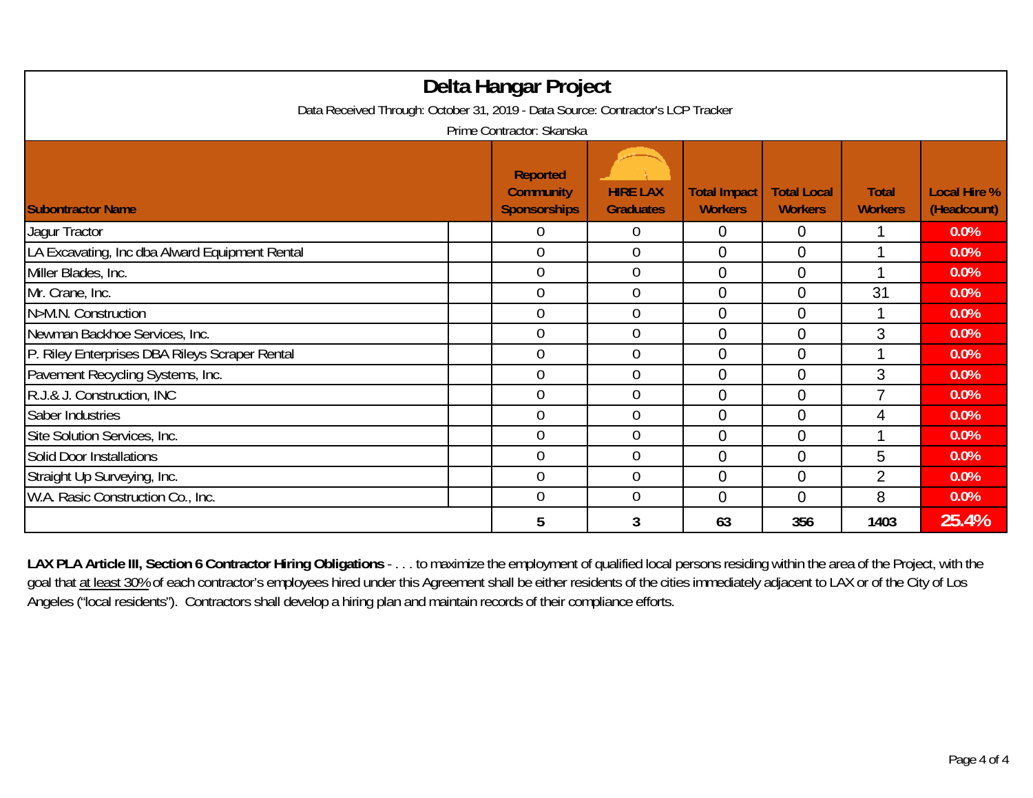# Delta Hangar Project

Data Received Through: October 31, 2019 - Data Source: Contractor's LCP Tracker

Prime Contractor: Skanska

| Subcontractor Name | | Reported Community Sponsorships | HIRE LAX Graduates | Total Impact Workers | Total Local Workers | Total Workers | Local Hire % (Headcount) |
|---|---|---|---|---|---|---|---|
| Jagur Tractor | | 0 | 0 | 0 | 0 | 1 | 0.0% |
| LA Excavating, Inc dba Alward Equipment Rental | | 0 | 0 | 0 | 0 | 1 | 0.0% |
| Miller Blades, Inc. | | 0 | 0 | 0 | 0 | 1 | 0.0% |
| Mr. Crane, Inc. | | 0 | 0 | 0 | 0 | 31 | 0.0% |
| N>M.N. Construction | | 0 | 0 | 0 | 0 | 1 | 0.0% |
| Newman Backhoe Services, Inc. | | 0 | 0 | 0 | 0 | 3 | 0.0% |
| P. Riley Enterprises DBA Rileys Scraper Rental | | 0 | 0 | 0 | 0 | 1 | 0.0% |
| Pavement Recycling Systems, Inc. | | 0 | 0 | 0 | 0 | 3 | 0.0% |
| R.J.& J. Construction, INC | | 0 | 0 | 0 | 0 | 7 | 0.0% |
| Saber Industries | | 0 | 0 | 0 | 0 | 4 | 0.0% |
| Site Solution Services, Inc. | | 0 | 0 | 0 | 0 | 1 | 0.0% |
| Solid Door Installations | | 0 | 0 | 0 | 0 | 5 | 0.0% |
| Straight Up Surveying, Inc. | | 0 | 0 | 0 | 0 | 2 | 0.0% |
| W.A. Rasic Construction Co., Inc. | | 0 | 0 | 0 | 0 | 8 | 0.0% |
| | | **5** | **3** | **63** | **356** | **1403** | **25.4%** |

**LAX PLA Article III, Section 6 Contractor Hiring Obligations** - . . . to maximize the employment of qualified local persons residing within the area of the Project, with the goal that at least 30% of each contractor's employees hired under this Agreement shall be either residents of the cities immediately adjacent to LAX or of the City of Los Angeles ("local residents"). Contractors shall develop a hiring plan and maintain records of their compliance efforts.